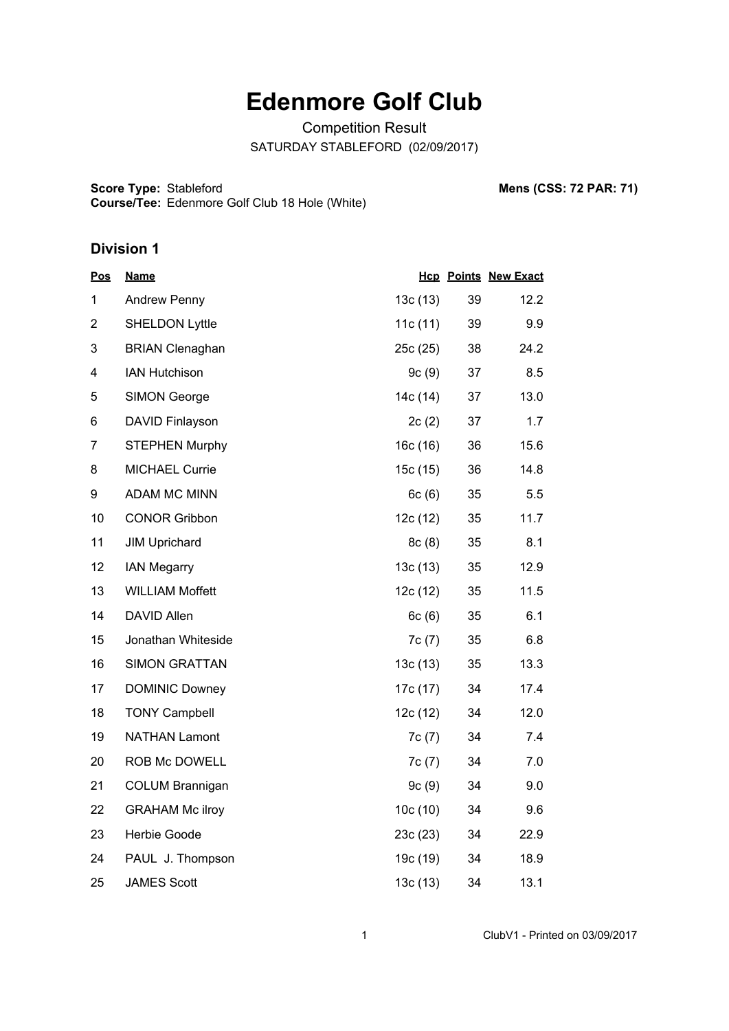# Edenmore Golf Club

Competition Result

SATURDAY STABLEFORD (02/09/2017)

**Score Type:** Stableford

**Course/Tee:** Edenmore Golf Club 18 Hole (White)

**Mens (CSS: 72 PAR: 71)**

## Division 1

| Pos | Name | Hcp | Points | New Exact |
|---|---|---|---|---|
| 1 | Andrew Penny | 13c (13) | 39 | 12.2 |
| 2 | SHELDON Lyttle | 11c (11) | 39 | 9.9 |
| 3 | BRIAN Clenaghan | 25c (25) | 38 | 24.2 |
| 4 | IAN Hutchison | 9c (9) | 37 | 8.5 |
| 5 | SIMON George | 14c (14) | 37 | 13.0 |
| 6 | DAVID Finlayson | 2c (2) | 37 | 1.7 |
| 7 | STEPHEN Murphy | 16c (16) | 36 | 15.6 |
| 8 | MICHAEL Currie | 15c (15) | 36 | 14.8 |
| 9 | ADAM MC MINN | 6c (6) | 35 | 5.5 |
| 10 | CONOR Gribbon | 12c (12) | 35 | 11.7 |
| 11 | JIM Uprichard | 8c (8) | 35 | 8.1 |
| 12 | IAN Megarry | 13c (13) | 35 | 12.9 |
| 13 | WILLIAM Moffett | 12c (12) | 35 | 11.5 |
| 14 | DAVID Allen | 6c (6) | 35 | 6.1 |
| 15 | Jonathan Whiteside | 7c (7) | 35 | 6.8 |
| 16 | SIMON GRATTAN | 13c (13) | 35 | 13.3 |
| 17 | DOMINIC Downey | 17c (17) | 34 | 17.4 |
| 18 | TONY Campbell | 12c (12) | 34 | 12.0 |
| 19 | NATHAN Lamont | 7c (7) | 34 | 7.4 |
| 20 | ROB Mc DOWELL | 7c (7) | 34 | 7.0 |
| 21 | COLUM Brannigan | 9c (9) | 34 | 9.0 |
| 22 | GRAHAM Mc ilroy | 10c (10) | 34 | 9.6 |
| 23 | Herbie Goode | 23c (23) | 34 | 22.9 |
| 24 | PAUL J. Thompson | 19c (19) | 34 | 18.9 |
| 25 | JAMES Scott | 13c (13) | 34 | 13.1 |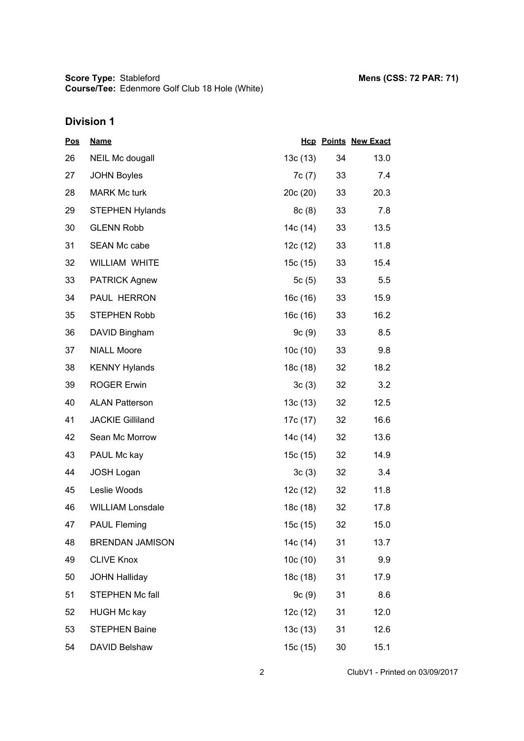**Score Type:** Stableford
**Course/Tee:** Edenmore Golf Club 18 Hole (White)

**Mens (CSS: 72 PAR: 71)**

## Division 1

| Pos | Name | Hcp | Points | New Exact |
|---|---|---|---|---|
| 26 | NEIL Mc dougall | 13c (13) | 34 | 13.0 |
| 27 | JOHN Boyles | 7c (7) | 33 | 7.4 |
| 28 | MARK Mc turk | 20c (20) | 33 | 20.3 |
| 29 | STEPHEN Hylands | 8c (8) | 33 | 7.8 |
| 30 | GLENN Robb | 14c (14) | 33 | 13.5 |
| 31 | SEAN Mc cabe | 12c (12) | 33 | 11.8 |
| 32 | WILLIAM WHITE | 15c (15) | 33 | 15.4 |
| 33 | PATRICK Agnew | 5c (5) | 33 | 5.5 |
| 34 | PAUL HERRON | 16c (16) | 33 | 15.9 |
| 35 | STEPHEN Robb | 16c (16) | 33 | 16.2 |
| 36 | DAVID Bingham | 9c (9) | 33 | 8.5 |
| 37 | NIALL Moore | 10c (10) | 33 | 9.8 |
| 38 | KENNY Hylands | 18c (18) | 32 | 18.2 |
| 39 | ROGER Erwin | 3c (3) | 32 | 3.2 |
| 40 | ALAN Patterson | 13c (13) | 32 | 12.5 |
| 41 | JACKIE Gilliland | 17c (17) | 32 | 16.6 |
| 42 | Sean Mc Morrow | 14c (14) | 32 | 13.6 |
| 43 | PAUL Mc kay | 15c (15) | 32 | 14.9 |
| 44 | JOSH Logan | 3c (3) | 32 | 3.4 |
| 45 | Leslie Woods | 12c (12) | 32 | 11.8 |
| 46 | WILLIAM Lonsdale | 18c (18) | 32 | 17.8 |
| 47 | PAUL Fleming | 15c (15) | 32 | 15.0 |
| 48 | BRENDAN JAMISON | 14c (14) | 31 | 13.7 |
| 49 | CLIVE Knox | 10c (10) | 31 | 9.9 |
| 50 | JOHN Halliday | 18c (18) | 31 | 17.9 |
| 51 | STEPHEN Mc fall | 9c (9) | 31 | 8.6 |
| 52 | HUGH Mc kay | 12c (12) | 31 | 12.0 |
| 53 | STEPHEN Baine | 13c (13) | 31 | 12.6 |
| 54 | DAVID Belshaw | 15c (15) | 30 | 15.1 |

ClubV1 - Printed on 03/09/2017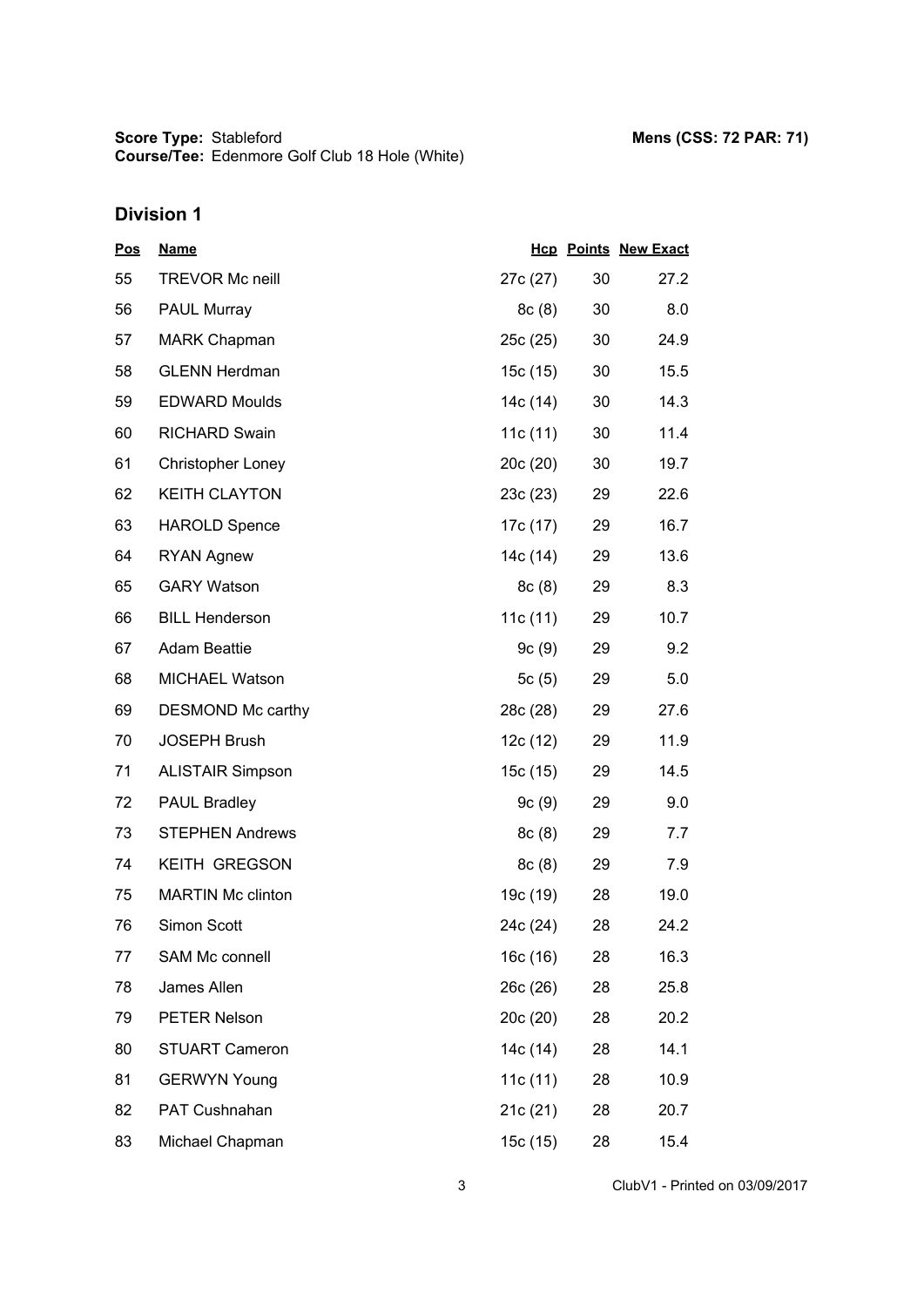**Score Type:** Stableford **Mens (CSS: 72 PAR: 71)**
**Course/Tee:** Edenmore Golf Club 18 Hole (White)

## Division 1

| Pos | Name | Hcp | Points | New Exact |
|---|---|---|---|---|
| 55 | TREVOR Mc neill | 27c (27) | 30 | 27.2 |
| 56 | PAUL Murray | 8c (8) | 30 | 8.0 |
| 57 | MARK Chapman | 25c (25) | 30 | 24.9 |
| 58 | GLENN Herdman | 15c (15) | 30 | 15.5 |
| 59 | EDWARD Moulds | 14c (14) | 30 | 14.3 |
| 60 | RICHARD Swain | 11c (11) | 30 | 11.4 |
| 61 | Christopher Loney | 20c (20) | 30 | 19.7 |
| 62 | KEITH CLAYTON | 23c (23) | 29 | 22.6 |
| 63 | HAROLD Spence | 17c (17) | 29 | 16.7 |
| 64 | RYAN Agnew | 14c (14) | 29 | 13.6 |
| 65 | GARY Watson | 8c (8) | 29 | 8.3 |
| 66 | BILL Henderson | 11c (11) | 29 | 10.7 |
| 67 | Adam Beattie | 9c (9) | 29 | 9.2 |
| 68 | MICHAEL Watson | 5c (5) | 29 | 5.0 |
| 69 | DESMOND Mc carthy | 28c (28) | 29 | 27.6 |
| 70 | JOSEPH Brush | 12c (12) | 29 | 11.9 |
| 71 | ALISTAIR Simpson | 15c (15) | 29 | 14.5 |
| 72 | PAUL Bradley | 9c (9) | 29 | 9.0 |
| 73 | STEPHEN Andrews | 8c (8) | 29 | 7.7 |
| 74 | KEITH GREGSON | 8c (8) | 29 | 7.9 |
| 75 | MARTIN Mc clinton | 19c (19) | 28 | 19.0 |
| 76 | Simon Scott | 24c (24) | 28 | 24.2 |
| 77 | SAM Mc connell | 16c (16) | 28 | 16.3 |
| 78 | James Allen | 26c (26) | 28 | 25.8 |
| 79 | PETER Nelson | 20c (20) | 28 | 20.2 |
| 80 | STUART Cameron | 14c (14) | 28 | 14.1 |
| 81 | GERWYN Young | 11c (11) | 28 | 10.9 |
| 82 | PAT Cushnahan | 21c (21) | 28 | 20.7 |
| 83 | Michael Chapman | 15c (15) | 28 | 15.4 |

ClubV1 - Printed on 03/09/2017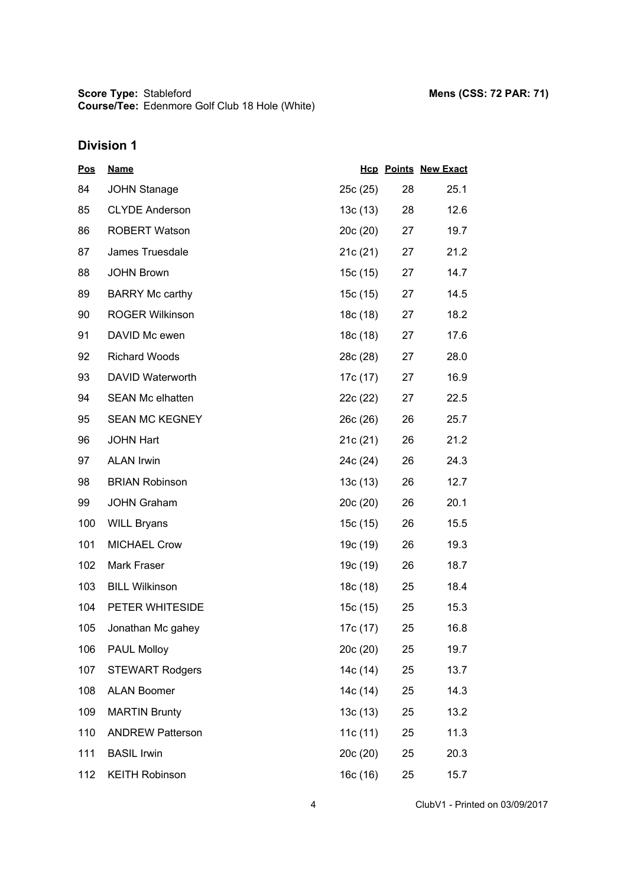**Score Type:** Stableford
**Course/Tee:** Edenmore Golf Club 18 Hole (White)

**Mens (CSS: 72 PAR: 71)**

## Division 1

| Pos | Name | Hcp | Points | New Exact |
|---|---|---|---|---|
| 84 | JOHN Stanage | 25c (25) | 28 | 25.1 |
| 85 | CLYDE Anderson | 13c (13) | 28 | 12.6 |
| 86 | ROBERT Watson | 20c (20) | 27 | 19.7 |
| 87 | James Truesdale | 21c (21) | 27 | 21.2 |
| 88 | JOHN Brown | 15c (15) | 27 | 14.7 |
| 89 | BARRY Mc carthy | 15c (15) | 27 | 14.5 |
| 90 | ROGER Wilkinson | 18c (18) | 27 | 18.2 |
| 91 | DAVID Mc ewen | 18c (18) | 27 | 17.6 |
| 92 | Richard Woods | 28c (28) | 27 | 28.0 |
| 93 | DAVID Waterworth | 17c (17) | 27 | 16.9 |
| 94 | SEAN Mc elhatten | 22c (22) | 27 | 22.5 |
| 95 | SEAN MC KEGNEY | 26c (26) | 26 | 25.7 |
| 96 | JOHN Hart | 21c (21) | 26 | 21.2 |
| 97 | ALAN Irwin | 24c (24) | 26 | 24.3 |
| 98 | BRIAN Robinson | 13c (13) | 26 | 12.7 |
| 99 | JOHN Graham | 20c (20) | 26 | 20.1 |
| 100 | WILL Bryans | 15c (15) | 26 | 15.5 |
| 101 | MICHAEL Crow | 19c (19) | 26 | 19.3 |
| 102 | Mark Fraser | 19c (19) | 26 | 18.7 |
| 103 | BILL Wilkinson | 18c (18) | 25 | 18.4 |
| 104 | PETER WHITESIDE | 15c (15) | 25 | 15.3 |
| 105 | Jonathan Mc gahey | 17c (17) | 25 | 16.8 |
| 106 | PAUL Molloy | 20c (20) | 25 | 19.7 |
| 107 | STEWART Rodgers | 14c (14) | 25 | 13.7 |
| 108 | ALAN Boomer | 14c (14) | 25 | 14.3 |
| 109 | MARTIN Brunty | 13c (13) | 25 | 13.2 |
| 110 | ANDREW Patterson | 11c (11) | 25 | 11.3 |
| 111 | BASIL Irwin | 20c (20) | 25 | 20.3 |
| 112 | KEITH Robinson | 16c (16) | 25 | 15.7 |

ClubV1 - Printed on 03/09/2017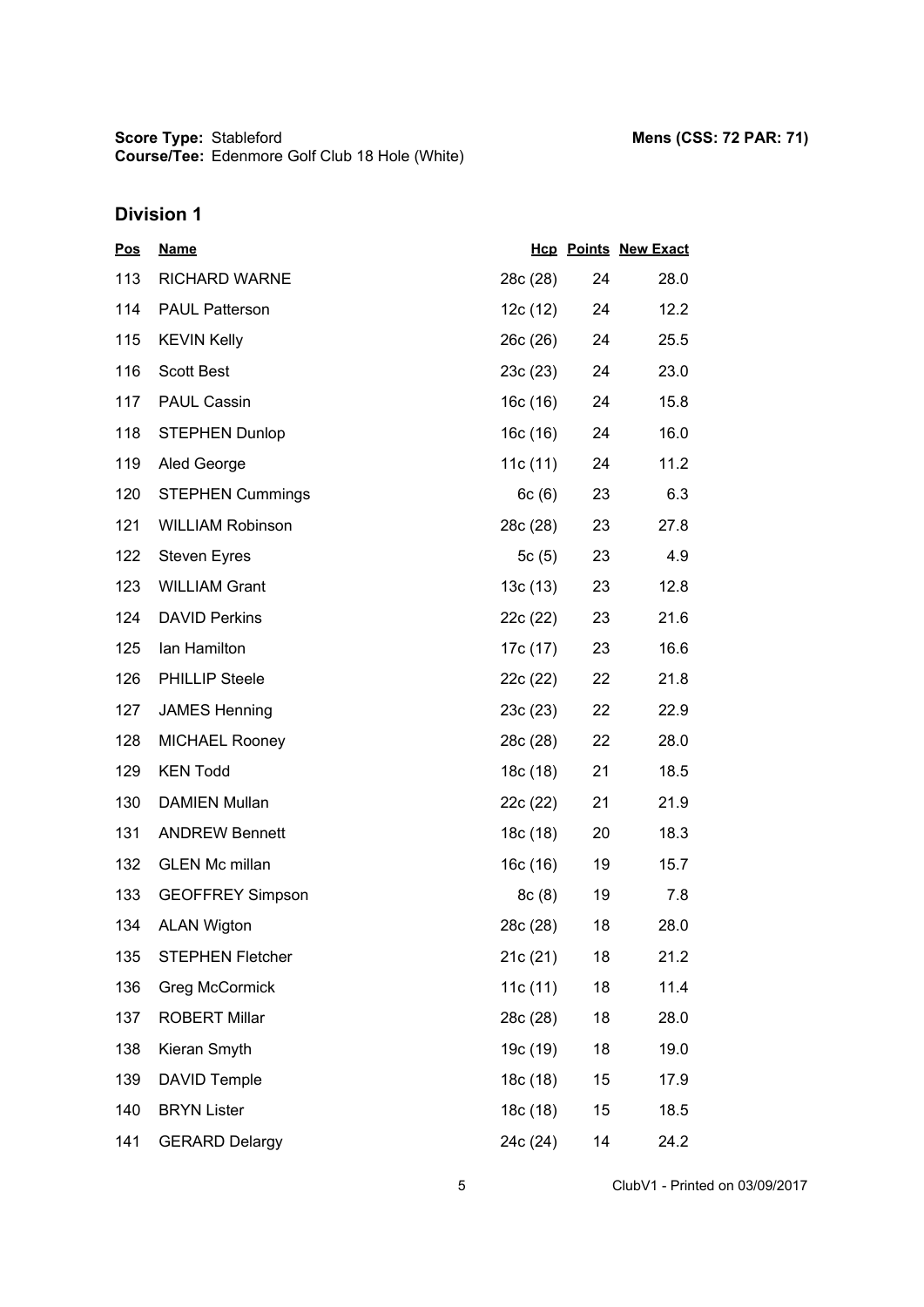**Score Type:** Stableford
**Course/Tee:** Edenmore Golf Club 18 Hole (White)

**Mens (CSS: 72 PAR: 71)**

## Division 1

| Pos | Name | Hcp | Points | New Exact |
|---|---|---|---|---|
| 113 | RICHARD WARNE | 28c (28) | 24 | 28.0 |
| 114 | PAUL Patterson | 12c (12) | 24 | 12.2 |
| 115 | KEVIN Kelly | 26c (26) | 24 | 25.5 |
| 116 | Scott Best | 23c (23) | 24 | 23.0 |
| 117 | PAUL Cassin | 16c (16) | 24 | 15.8 |
| 118 | STEPHEN Dunlop | 16c (16) | 24 | 16.0 |
| 119 | Aled George | 11c (11) | 24 | 11.2 |
| 120 | STEPHEN Cummings | 6c (6) | 23 | 6.3 |
| 121 | WILLIAM Robinson | 28c (28) | 23 | 27.8 |
| 122 | Steven Eyres | 5c (5) | 23 | 4.9 |
| 123 | WILLIAM Grant | 13c (13) | 23 | 12.8 |
| 124 | DAVID Perkins | 22c (22) | 23 | 21.6 |
| 125 | Ian Hamilton | 17c (17) | 23 | 16.6 |
| 126 | PHILLIP Steele | 22c (22) | 22 | 21.8 |
| 127 | JAMES Henning | 23c (23) | 22 | 22.9 |
| 128 | MICHAEL Rooney | 28c (28) | 22 | 28.0 |
| 129 | KEN Todd | 18c (18) | 21 | 18.5 |
| 130 | DAMIEN Mullan | 22c (22) | 21 | 21.9 |
| 131 | ANDREW Bennett | 18c (18) | 20 | 18.3 |
| 132 | GLEN Mc millan | 16c (16) | 19 | 15.7 |
| 133 | GEOFFREY Simpson | 8c (8) | 19 | 7.8 |
| 134 | ALAN Wigton | 28c (28) | 18 | 28.0 |
| 135 | STEPHEN Fletcher | 21c (21) | 18 | 21.2 |
| 136 | Greg McCormick | 11c (11) | 18 | 11.4 |
| 137 | ROBERT Millar | 28c (28) | 18 | 28.0 |
| 138 | Kieran Smyth | 19c (19) | 18 | 19.0 |
| 139 | DAVID Temple | 18c (18) | 15 | 17.9 |
| 140 | BRYN Lister | 18c (18) | 15 | 18.5 |
| 141 | GERARD Delargy | 24c (24) | 14 | 24.2 |

ClubV1 - Printed on 03/09/2017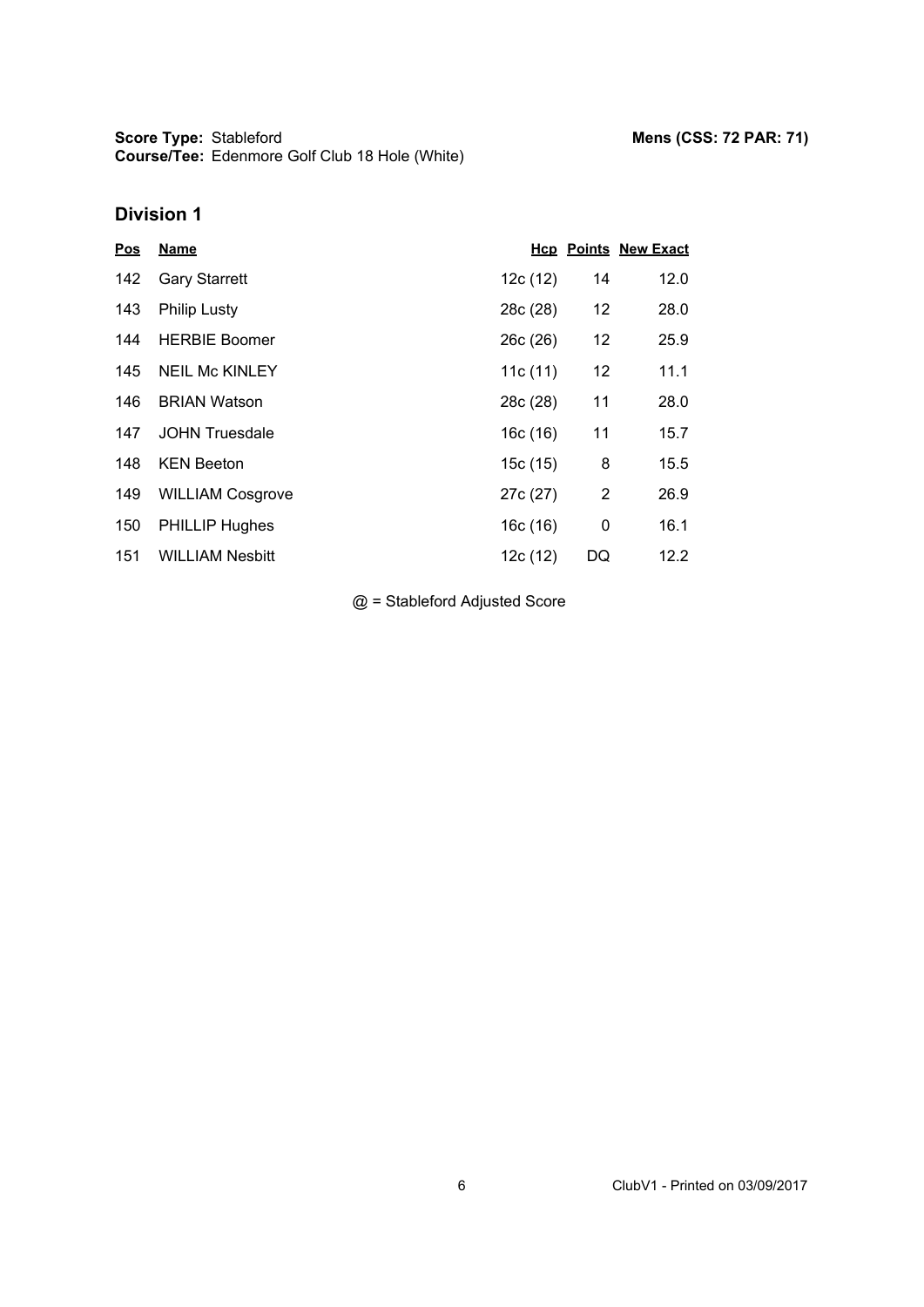**Score Type:** Stableford
**Course/Tee:** Edenmore Golf Club 18 Hole (White)

**Mens (CSS: 72 PAR: 71)**

## Division 1

| Pos | Name | Hcp | Points | New Exact |
|---|---|---|---|---|
| 142 | Gary Starrett | 12c (12) | 14 | 12.0 |
| 143 | Philip Lusty | 28c (28) | 12 | 28.0 |
| 144 | HERBIE Boomer | 26c (26) | 12 | 25.9 |
| 145 | NEIL Mc KINLEY | 11c (11) | 12 | 11.1 |
| 146 | BRIAN Watson | 28c (28) | 11 | 28.0 |
| 147 | JOHN Truesdale | 16c (16) | 11 | 15.7 |
| 148 | KEN Beeton | 15c (15) | 8 | 15.5 |
| 149 | WILLIAM Cosgrove | 27c (27) | 2 | 26.9 |
| 150 | PHILLIP Hughes | 16c (16) | 0 | 16.1 |
| 151 | WILLIAM Nesbitt | 12c (12) | DQ | 12.2 |

@ = Stableford Adjusted Score

ClubV1 - Printed on 03/09/2017